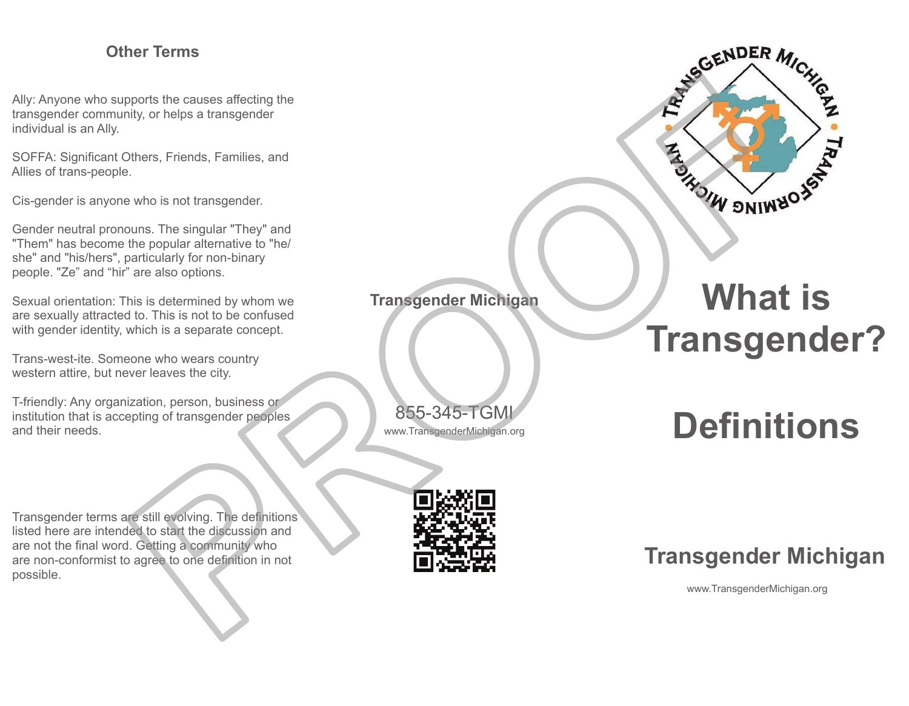## Other Terms

Ally: Anyone who supports the causes affecting the transgender community, or helps a transgender individual is an Ally.

SOFFA: Significant Others, Friends, Families, and Allies of trans-people.

Cis-gender is anyone who is not transgender.

Gender neutral pronouns. The singular "They" and "Them" has become the popular alternative to "he/ she" and "his/hers", particularly for non-binary people. "Ze" and "hir" are also options.

Sexual orientation: This is determined by whom we are sexually attracted to. This is not to be confused with gender identity, which is a separate concept.

Trans-west-ite. Someone who wears country western attire, but never leaves the city.

T-friendly: Any organization, person, business or institution that is accepting of transgender peoples and their needs.

Transgender terms are still evolving. The definitions listed here are intended to start the discussion and are not the final word. Getting a community who are non-conformist to agree to one definition in not possible.

**Transgender Michigan**

855-345-TGMI

www.TransgenderMichigan.org

TRANSGENDER MICHIGAN • TRANSFORMING MICHIGAN

# What is Transgender?

# Definitions

**Transgender Michigan**

www.TransgenderMichigan.org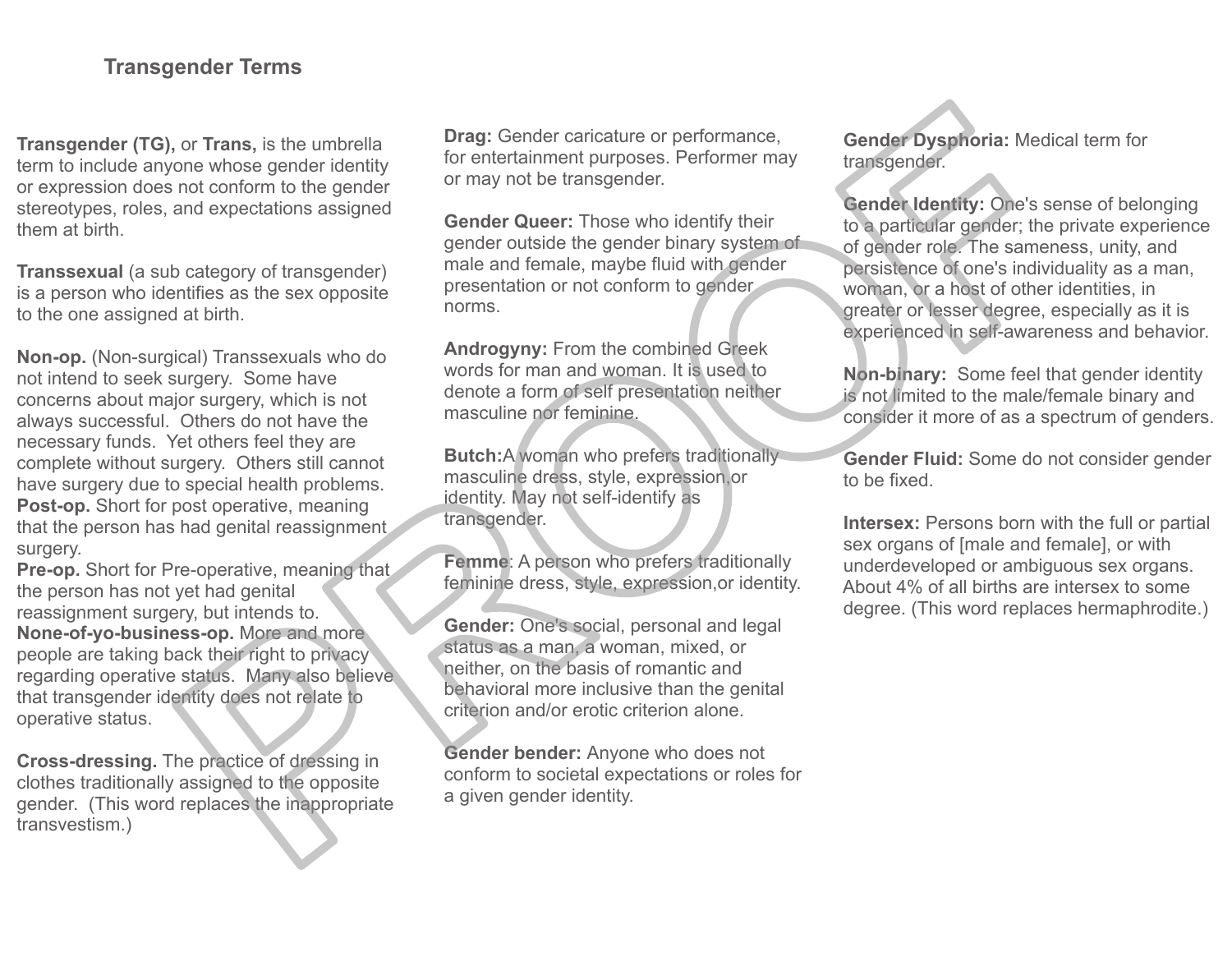## Transgender Terms

**Transgender (TG),** or **Trans,** is the umbrella term to include anyone whose gender identity or expression does not conform to the gender stereotypes, roles, and expectations assigned them at birth.

**Transsexual** (a sub category of transgender) is a person who identifies as the sex opposite to the one assigned at birth.

**Non-op.** (Non-surgical) Transsexuals who do not intend to seek surgery. Some have concerns about major surgery, which is not always successful. Others do not have the necessary funds. Yet others feel they are complete without surgery. Others still cannot have surgery due to special health problems.
**Post-op.** Short for post operative, meaning that the person has had genital reassignment surgery.
**Pre-op.** Short for Pre-operative, meaning that the person has not yet had genital reassignment surgery, but intends to.
**None-of-yo-business-op.** More and more people are taking back their right to privacy regarding operative status. Many also believe that transgender identity does not relate to operative status.

**Cross-dressing.** The practice of dressing in clothes traditionally assigned to the opposite gender. (This word replaces the inappropriate transvestism.)

**Drag:** Gender caricature or performance, for entertainment purposes. Performer may or may not be transgender.

**Gender Queer:** Those who identify their gender outside the gender binary system of male and female, maybe fluid with gender presentation or not conform to gender norms.

**Androgyny:** From the combined Greek words for man and woman. It is used to denote a form of self presentation neither masculine nor feminine.

**Butch:**A woman who prefers traditionally masculine dress, style, expression,or identity. May not self-identify as transgender.

**Femme**: A person who prefers traditionally feminine dress, style, expression,or identity.

**Gender:** One's social, personal and legal status as a man, a woman, mixed, or neither, on the basis of romantic and behavioral more inclusive than the genital criterion and/or erotic criterion alone.

**Gender bender:** Anyone who does not conform to societal expectations or roles for a given gender identity.

**Gender Dysphoria:** Medical term for transgender.

**Gender Identity:** One's sense of belonging to a particular gender; the private experience of gender role. The sameness, unity, and persistence of one's individuality as a man, woman, or a host of other identities, in greater or lesser degree, especially as it is experienced in self-awareness and behavior.

**Non-binary:** Some feel that gender identity is not limited to the male/female binary and consider it more of as a spectrum of genders.

**Gender Fluid:** Some do not consider gender to be fixed.

**Intersex:** Persons born with the full or partial sex organs of [male and female], or with underdeveloped or ambiguous sex organs. About 4% of all births are intersex to some degree. (This word replaces hermaphrodite.)